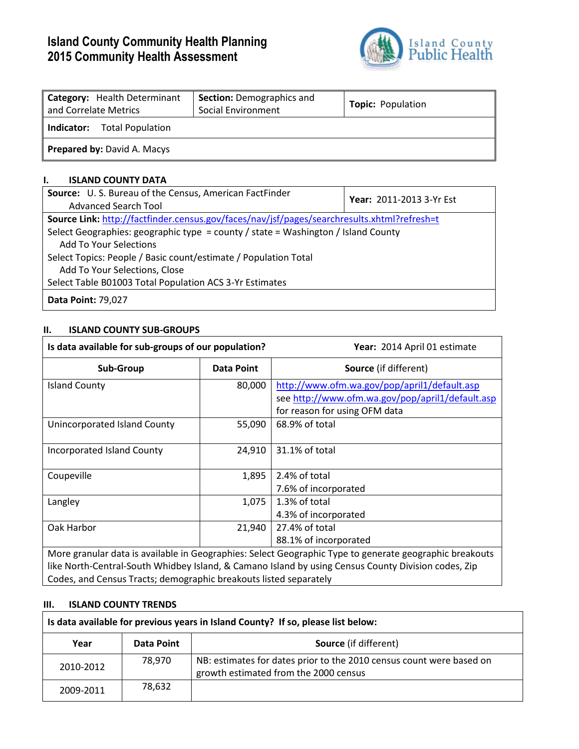# Island County Community Health Planning
# 2015 Community Health Assessment

Island County Public Health

| **Category:** Health Determinant and Correlate Metrics | **Section:** Demographics and Social Environment | **Topic:** Population |
|---|---|---|
| **Indicator:** Total Population | | |
| **Prepared by:** David A. Macys | | |

## I. ISLAND COUNTY DATA

| **Source:** U. S. Bureau of the Census, American FactFinder Advanced Search Tool | **Year:** 2011-2013 3-Yr Est |
|---|---|
| **Source Link:** http://factfinder.census.gov/faces/nav/jsf/pages/searchresults.xhtml?refresh=t<br>Select Geographies: geographic type = county / state = Washington / Island County<br>Add To Your Selections<br>Select Topics: People / Basic count/estimate / Population Total<br>Add To Your Selections, Close<br>Select Table B01003 Total Population ACS 3-Yr Estimates | |
| **Data Point:** 79,027 | |

## II. ISLAND COUNTY SUB-GROUPS

| **Is data available for sub-groups of our population?** | | **Year:** 2014 April 01 estimate |
|---|---|---|
| **Sub-Group** | **Data Point** | **Source** (if different) |
| Island County | 80,000 | http://www.ofm.wa.gov/pop/april1/default.asp see http://www.ofm.wa.gov/pop/april1/default.asp for reason for using OFM data |
| Unincorporated Island County | 55,090 | 68.9% of total |
| Incorporated Island County | 24,910 | 31.1% of total |
| Coupeville | 1,895 | 2.4% of total<br>7.6% of incorporated |
| Langley | 1,075 | 1.3% of total<br>4.3% of incorporated |
| Oak Harbor | 21,940 | 27.4% of total<br>88.1% of incorporated |
| More granular data is available in Geographies: Select Geographic Type to generate geographic breakouts like North-Central-South Whidbey Island, & Camano Island by using Census County Division codes, Zip Codes, and Census Tracts; demographic breakouts listed separately | | |

## III. ISLAND COUNTY TRENDS

| **Is data available for previous years in Island County? If so, please list below:** | | |
|---|---|---|
| **Year** | **Data Point** | **Source** (if different) |
| 2010-2012 | 78,970 | NB: estimates for dates prior to the 2010 census count were based on growth estimated from the 2000 census |
| 2009-2011 | 78,632 | |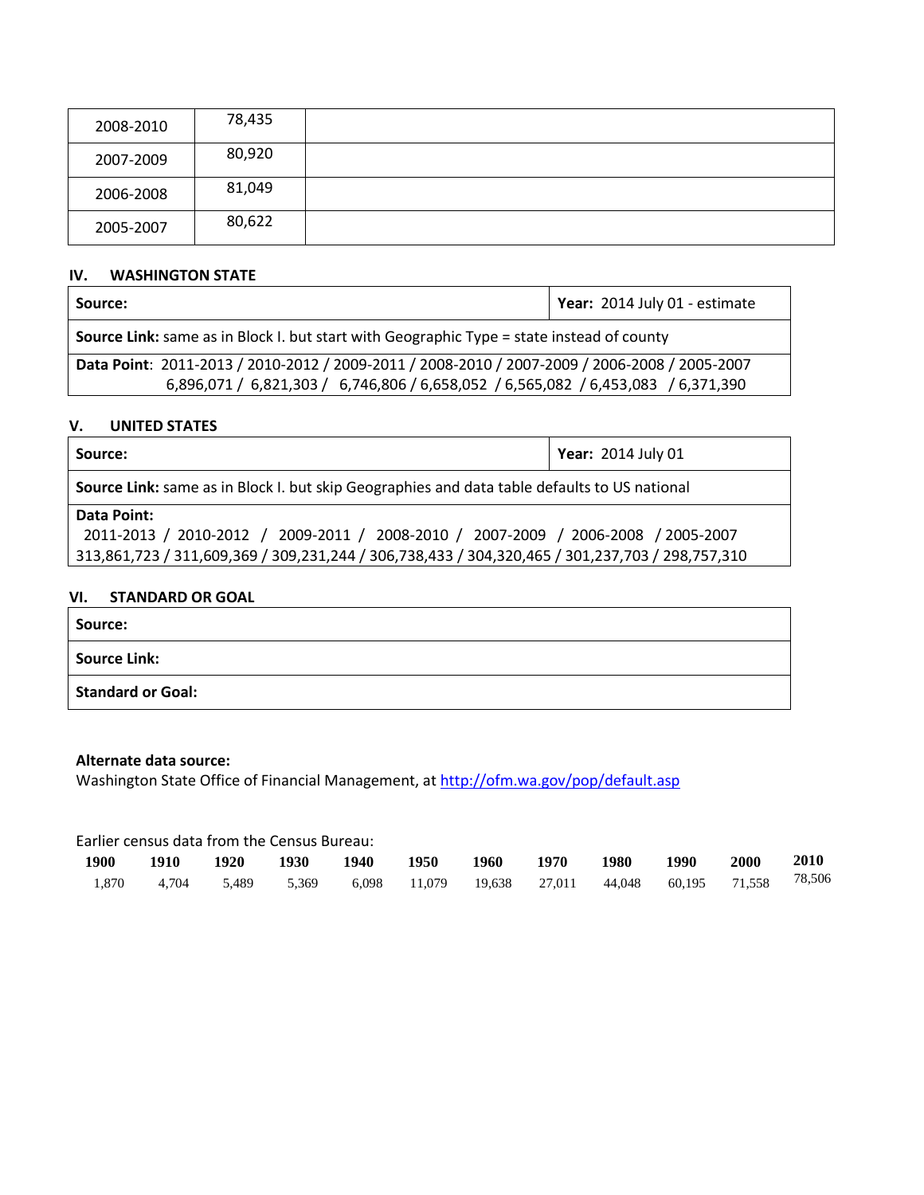| | | |
|---|---|---|
| 2008-2010 | 78,435 | |
| 2007-2009 | 80,920 | |
| 2006-2008 | 81,049 | |
| 2005-2007 | 80,622 | |

### IV. WASHINGTON STATE

| | |
|---|---|
| **Source:** | **Year:** 2014 July 01 - estimate |
| **Source Link:** same as in Block I. but start with Geographic Type = state instead of county | |
| **Data Point**: 2011-2013 / 2010-2012 / 2009-2011 / 2008-2010 / 2007-2009 / 2006-2008 / 2005-2007<br>6,896,071 / 6,821,303 / 6,746,806 / 6,658,052 / 6,565,082 / 6,453,083 / 6,371,390 | |

### V. UNITED STATES

| | |
|---|---|
| **Source:** | **Year:** 2014 July 01 |
| **Source Link:** same as in Block I. but skip Geographies and data table defaults to US national | |
| **Data Point:**<br>2011-2013 / 2010-2012 / 2009-2011 / 2008-2010 / 2007-2009 / 2006-2008 / 2005-2007<br>313,861,723 / 311,609,369 / 309,231,244 / 306,738,433 / 304,320,465 / 301,237,703 / 298,757,310 | |

### VI. STANDARD OR GOAL

| |
|---|
| **Source:** |
| **Source Link:** |
| **Standard or Goal:** |

**Alternate data source:**
Washington State Office of Financial Management, at http://ofm.wa.gov/pop/default.asp

Earlier census data from the Census Bureau:

| 1900 | 1910 | 1920 | 1930 | 1940 | 1950 | 1960 | 1970 | 1980 | 1990 | 2000 | 2010 |
|---|---|---|---|---|---|---|---|---|---|---|---|
| 1,870 | 4,704 | 5,489 | 5,369 | 6,098 | 11,079 | 19,638 | 27,011 | 44,048 | 60,195 | 71,558 | 78,506 |